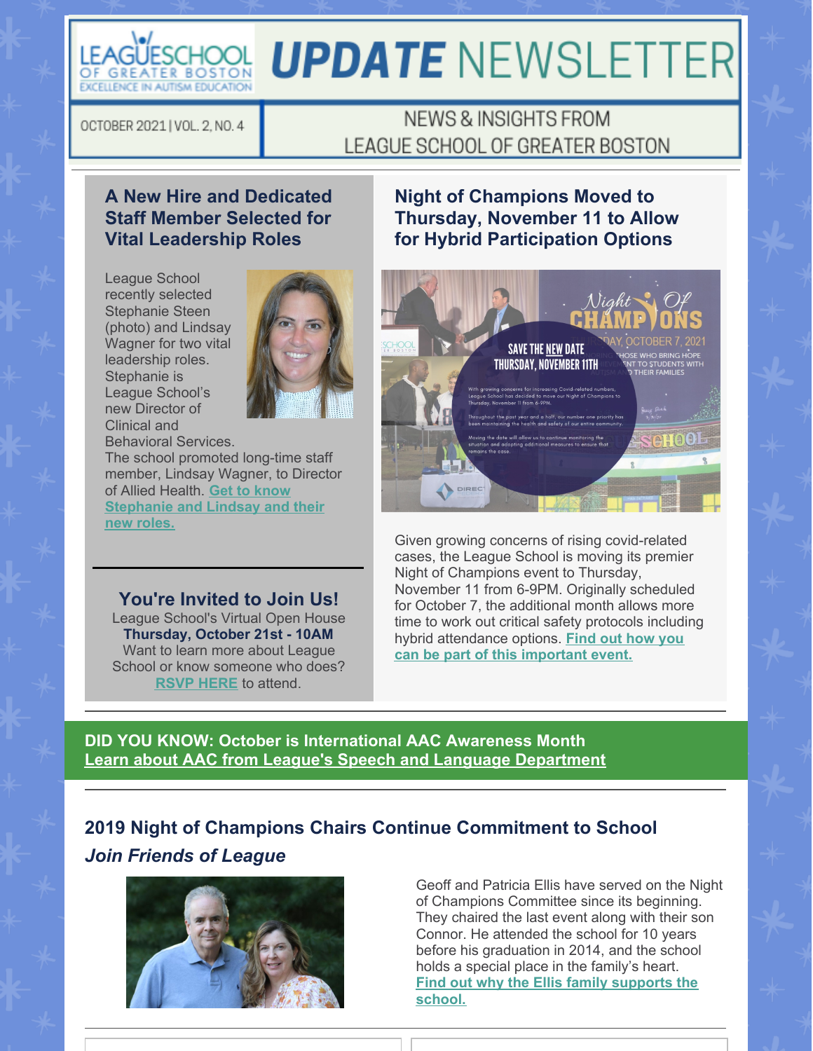# UPDATE NEWSLETTER

LEAGUE SCHOOL OF GREATER BOSTON
EXCELLENCE IN AUTISM EDUCATION

OCTOBER 2021 | VOL. 2, NO. 4

NEWS & INSIGHTS FROM LEAGUE SCHOOL OF GREATER BOSTON

## A New Hire and Dedicated Staff Member Selected for Vital Leadership Roles

League School recently selected Stephanie Steen (photo) and Lindsay Wagner for two vital leadership roles. Stephanie is League School's new Director of Clinical and Behavioral Services. The school promoted long-time staff member, Lindsay Wagner, to Director of Allied Health. Get to know Stephanie and Lindsay and their new roles.

## You're Invited to Join Us!

League School's Virtual Open House
**Thursday, October 21st - 10AM**
Want to learn more about League School or know someone who does?
RSVP HERE to attend.

## Night of Champions Moved to Thursday, November 11 to Allow for Hybrid Participation Options

Given growing concerns of rising covid-related cases, the League School is moving its premier Night of Champions event to Thursday, November 11 from 6-9PM. Originally scheduled for October 7, the additional month allows more time to work out critical safety protocols including hybrid attendance options. Find out how you can be part of this important event.

**DID YOU KNOW: October is International AAC Awareness Month**
Learn about AAC from League's Speech and Language Department

## 2019 Night of Champions Chairs Continue Commitment to School

### *Join Friends of League*

Geoff and Patricia Ellis have served on the Night of Champions Committee since its beginning. They chaired the last event along with their son Connor. He attended the school for 10 years before his graduation in 2014, and the school holds a special place in the family's heart. Find out why the Ellis family supports the school.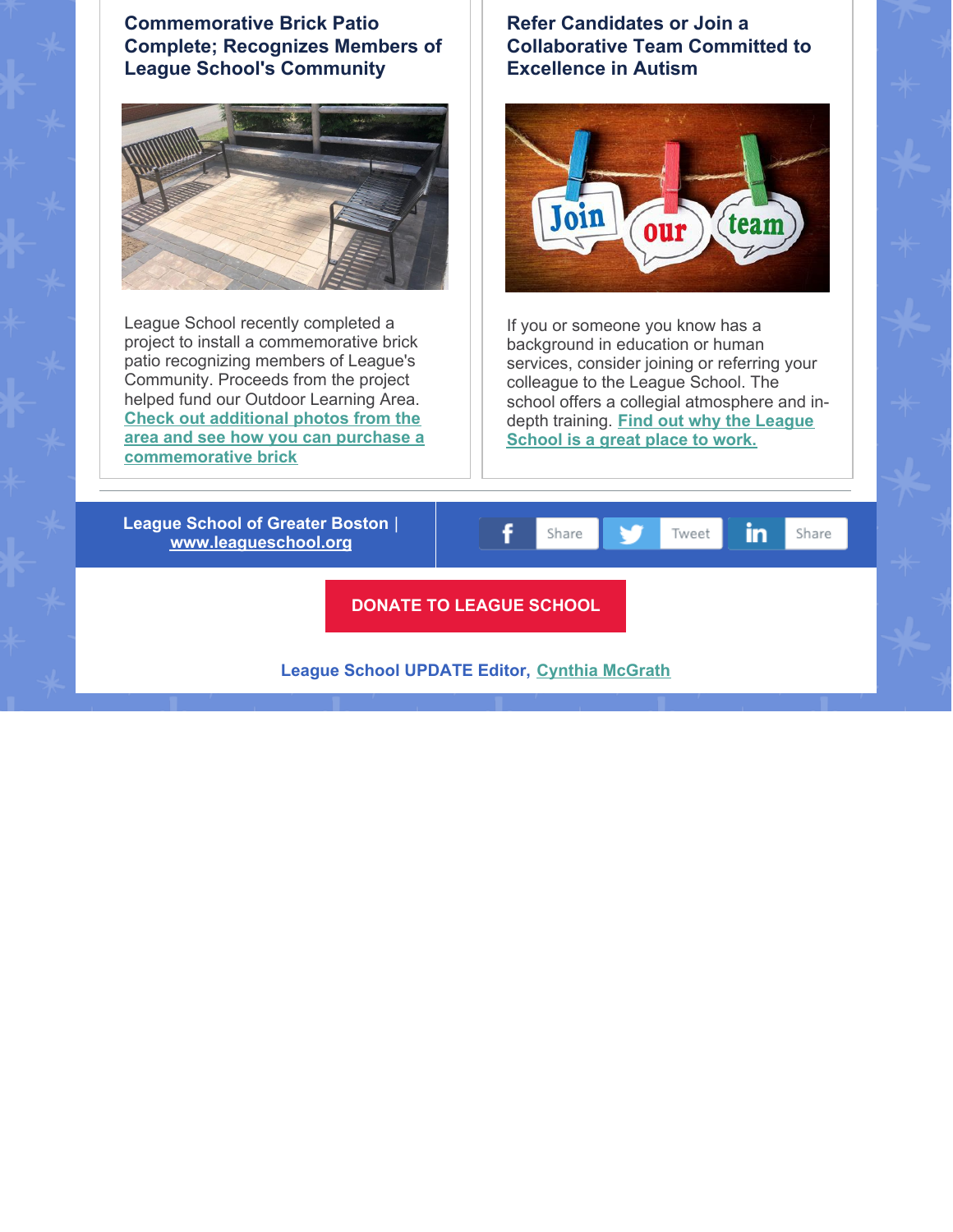### Commemorative Brick Patio Complete; Recognizes Members of League School's Community

League School recently completed a project to install a commemorative brick patio recognizing members of League's Community. Proceeds from the project helped fund our Outdoor Learning Area. **Check out additional photos from the area and see how you can purchase a commemorative brick**

### Refer Candidates or Join a Collaborative Team Committed to Excellence in Autism

If you or someone you know has a background in education or human services, consider joining or referring your colleague to the League School. The school offers a collegial atmosphere and in-depth training. **Find out why the League School is a great place to work.**

**League School of Greater Boston | www.leagueschool.org**

Share Tweet Share

**DONATE TO LEAGUE SCHOOL**

**League School UPDATE Editor, Cynthia McGrath**